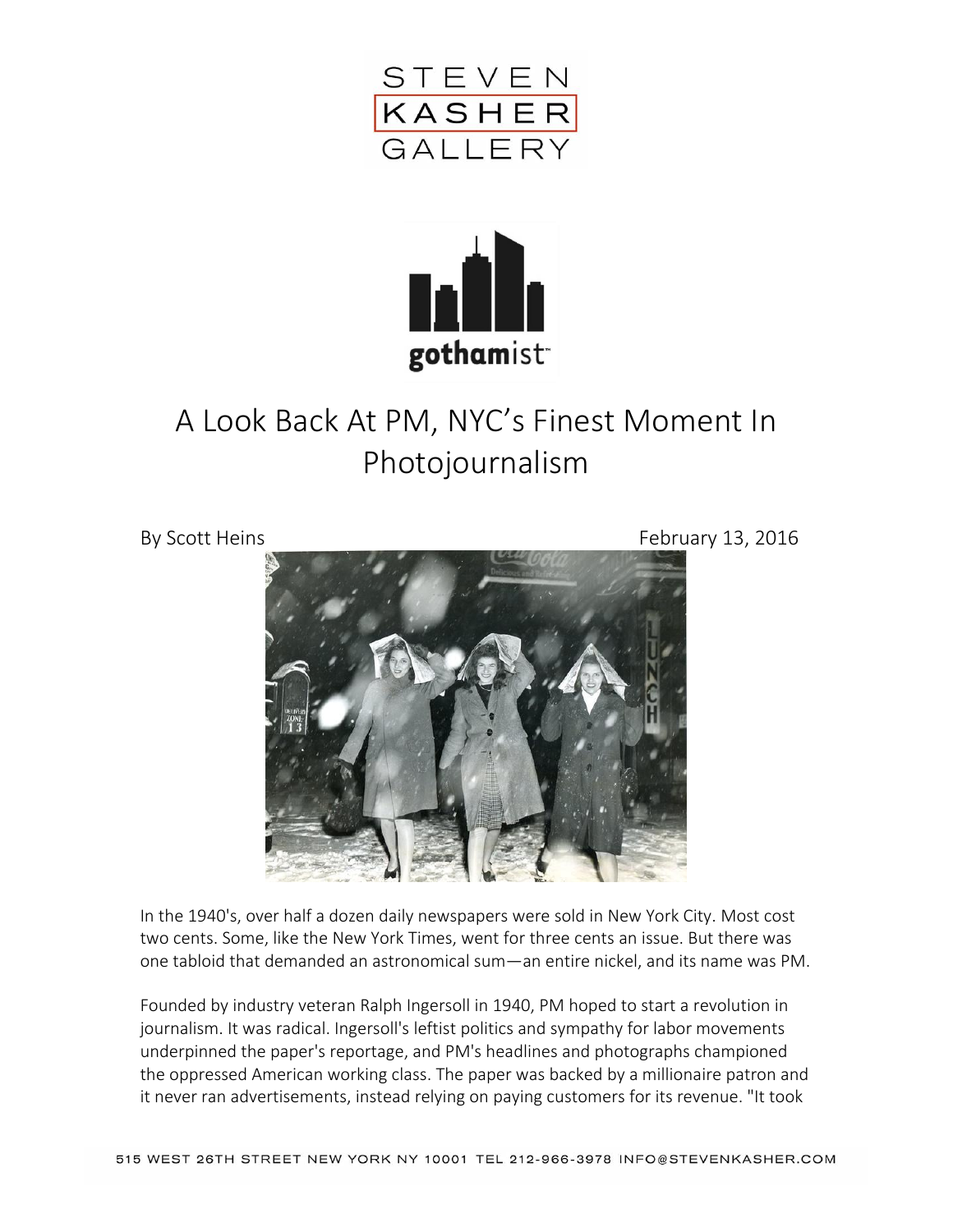# A Look Back At PM, NYC's Finest Moment In Photojournalism

By Scott Heins

February 13, 2016

In the 1940's, over half a dozen daily newspapers were sold in New York City. Most cost two cents. Some, like the New York Times, went for three cents an issue. But there was one tabloid that demanded an astronomical sum—an entire nickel, and its name was PM.

Founded by industry veteran Ralph Ingersoll in 1940, PM hoped to start a revolution in journalism. It was radical. Ingersoll's leftist politics and sympathy for labor movements underpinned the paper's reportage, and PM's headlines and photographs championed the oppressed American working class. The paper was backed by a millionaire patron and it never ran advertisements, instead relying on paying customers for its revenue. "It took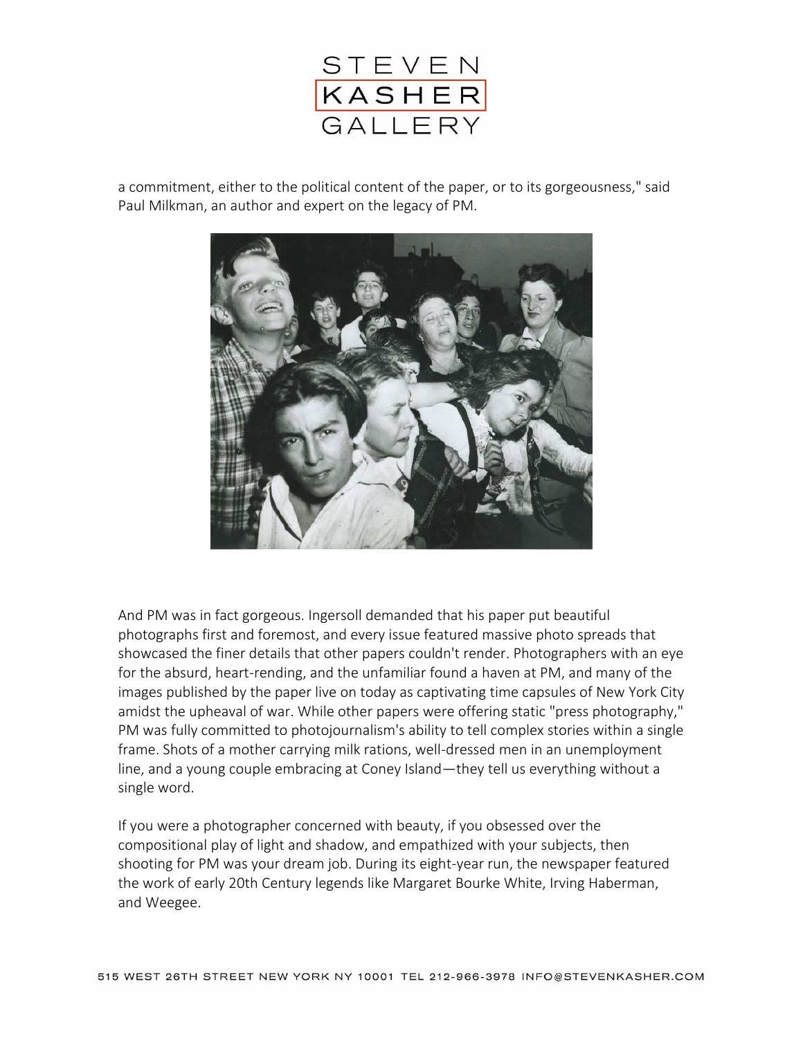a commitment, either to the political content of the paper, or to its gorgeousness," said Paul Milkman, an author and expert on the legacy of PM.

And PM was in fact gorgeous. Ingersoll demanded that his paper put beautiful photographs first and foremost, and every issue featured massive photo spreads that showcased the finer details that other papers couldn't render. Photographers with an eye for the absurd, heart-rending, and the unfamiliar found a haven at PM, and many of the images published by the paper live on today as captivating time capsules of New York City amidst the upheaval of war. While other papers were offering static "press photography," PM was fully committed to photojournalism's ability to tell complex stories within a single frame. Shots of a mother carrying milk rations, well-dressed men in an unemployment line, and a young couple embracing at Coney Island—they tell us everything without a single word.

If you were a photographer concerned with beauty, if you obsessed over the compositional play of light and shadow, and empathized with your subjects, then shooting for PM was your dream job. During its eight-year run, the newspaper featured the work of early 20th Century legends like Margaret Bourke White, Irving Haberman, and Weegee.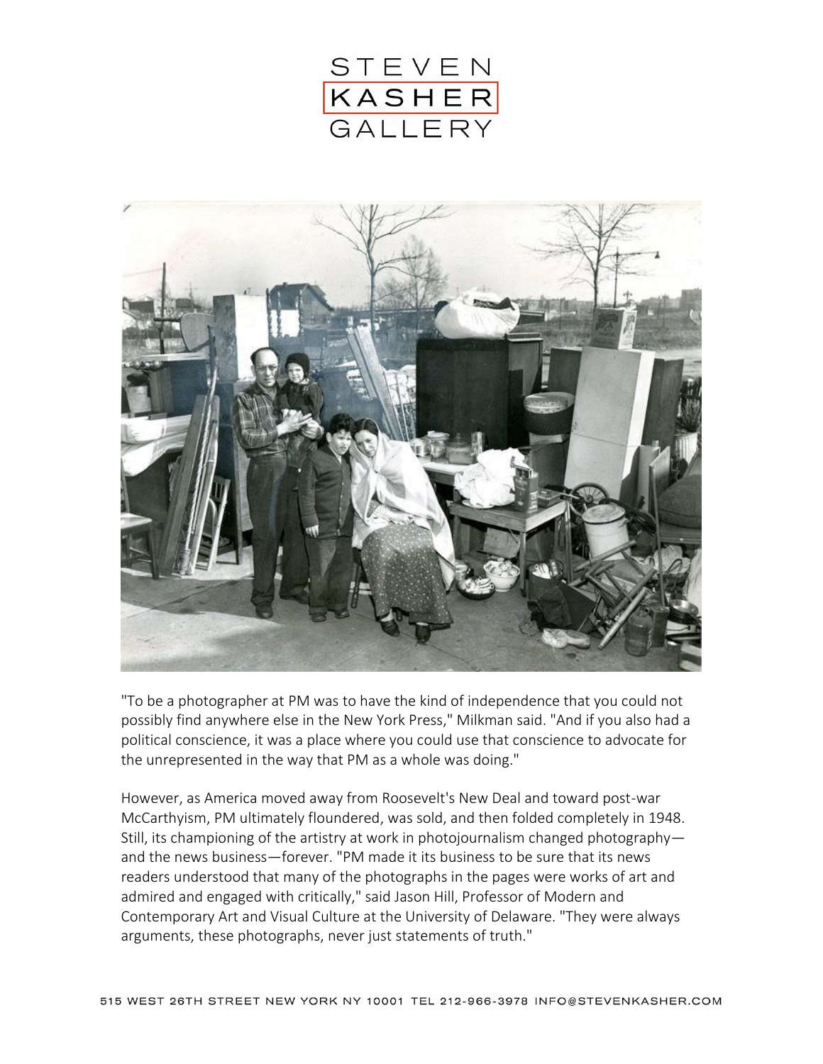"To be a photographer at PM was to have the kind of independence that you could not possibly find anywhere else in the New York Press," Milkman said. "And if you also had a political conscience, it was a place where you could use that conscience to advocate for the unrepresented in the way that PM as a whole was doing."

However, as America moved away from Roosevelt's New Deal and toward post-war McCarthyism, PM ultimately floundered, was sold, and then folded completely in 1948. Still, its championing of the artistry at work in photojournalism changed photography—and the news business—forever. "PM made it its business to be sure that its news readers understood that many of the photographs in the pages were works of art and admired and engaged with critically," said Jason Hill, Professor of Modern and Contemporary Art and Visual Culture at the University of Delaware. "They were always arguments, these photographs, never just statements of truth."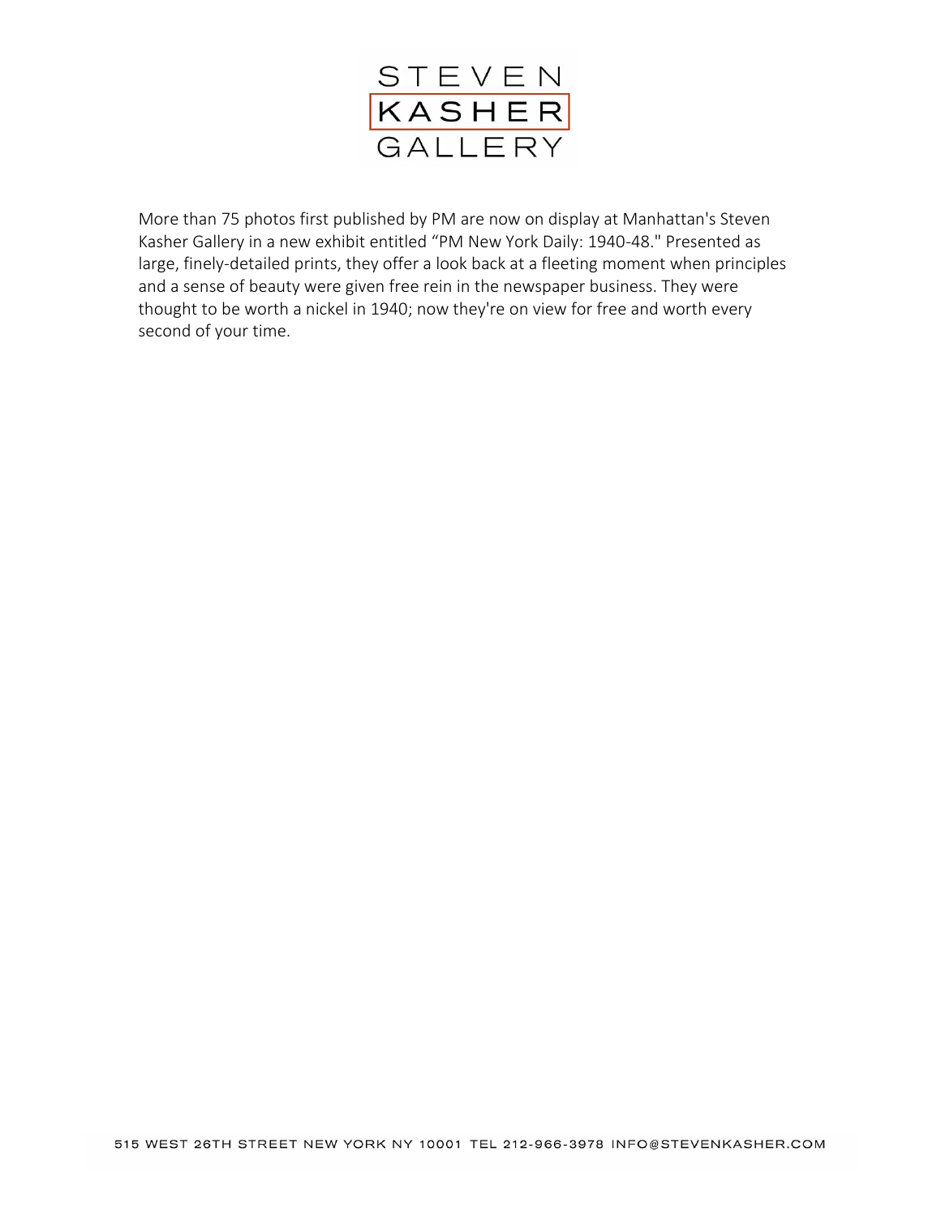STEVEN
KASHER
GALLERY

More than 75 photos first published by PM are now on display at Manhattan's Steven Kasher Gallery in a new exhibit entitled "PM New York Daily: 1940-48." Presented as large, finely-detailed prints, they offer a look back at a fleeting moment when principles and a sense of beauty were given free rein in the newspaper business. They were thought to be worth a nickel in 1940; now they're on view for free and worth every second of your time.